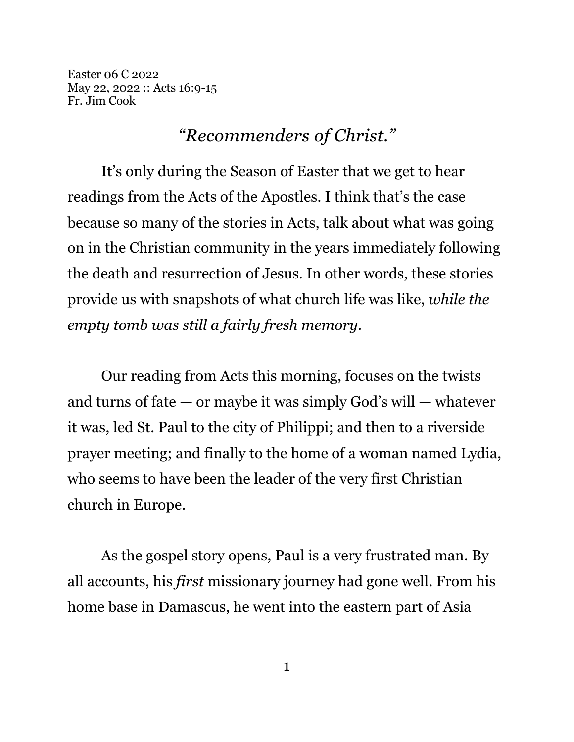Easter 06 C 2022
May 22, 2022 :: Acts 16:9-15
Fr. Jim Cook

# *"Recommenders of Christ."*

It's only during the Season of Easter that we get to hear readings from the Acts of the Apostles. I think that's the case because so many of the stories in Acts, talk about what was going on in the Christian community in the years immediately following the death and resurrection of Jesus. In other words, these stories provide us with snapshots of what church life was like, *while the empty tomb was still a fairly fresh memory*.

Our reading from Acts this morning, focuses on the twists and turns of fate — or maybe it was simply God's will — whatever it was, led St. Paul to the city of Philippi; and then to a riverside prayer meeting; and finally to the home of a woman named Lydia, who seems to have been the leader of the very first Christian church in Europe.

As the gospel story opens, Paul is a very frustrated man. By all accounts, his *first* missionary journey had gone well. From his home base in Damascus, he went into the eastern part of Asia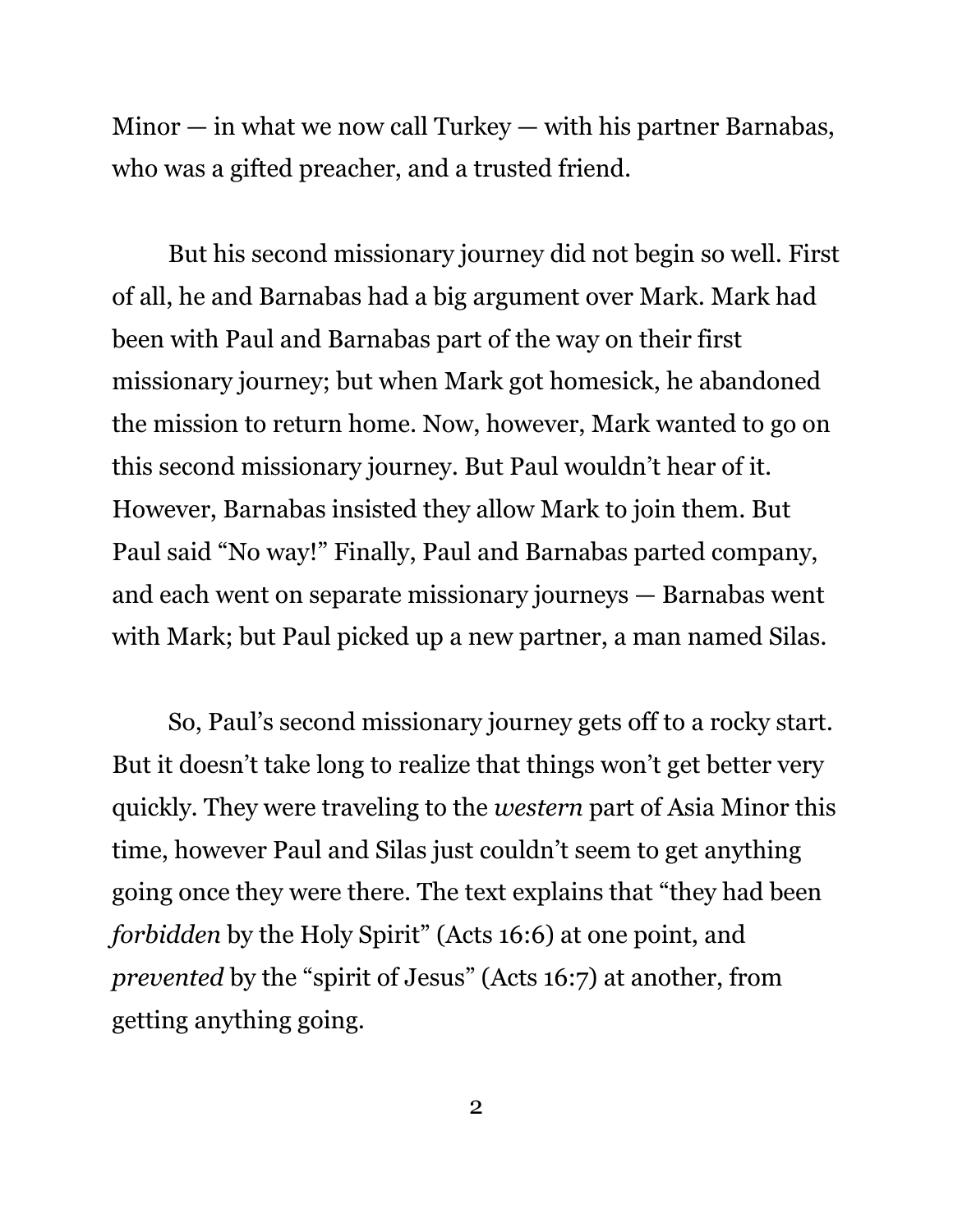Minor — in what we now call Turkey — with his partner Barnabas, who was a gifted preacher, and a trusted friend.

But his second missionary journey did not begin so well. First of all, he and Barnabas had a big argument over Mark. Mark had been with Paul and Barnabas part of the way on their first missionary journey; but when Mark got homesick, he abandoned the mission to return home. Now, however, Mark wanted to go on this second missionary journey. But Paul wouldn't hear of it. However, Barnabas insisted they allow Mark to join them. But Paul said "No way!" Finally, Paul and Barnabas parted company, and each went on separate missionary journeys — Barnabas went with Mark; but Paul picked up a new partner, a man named Silas.

So, Paul's second missionary journey gets off to a rocky start. But it doesn't take long to realize that things won't get better very quickly. They were traveling to the *western* part of Asia Minor this time, however Paul and Silas just couldn't seem to get anything going once they were there. The text explains that "they had been *forbidden* by the Holy Spirit" (Acts 16:6) at one point, and *prevented* by the "spirit of Jesus" (Acts 16:7) at another, from getting anything going.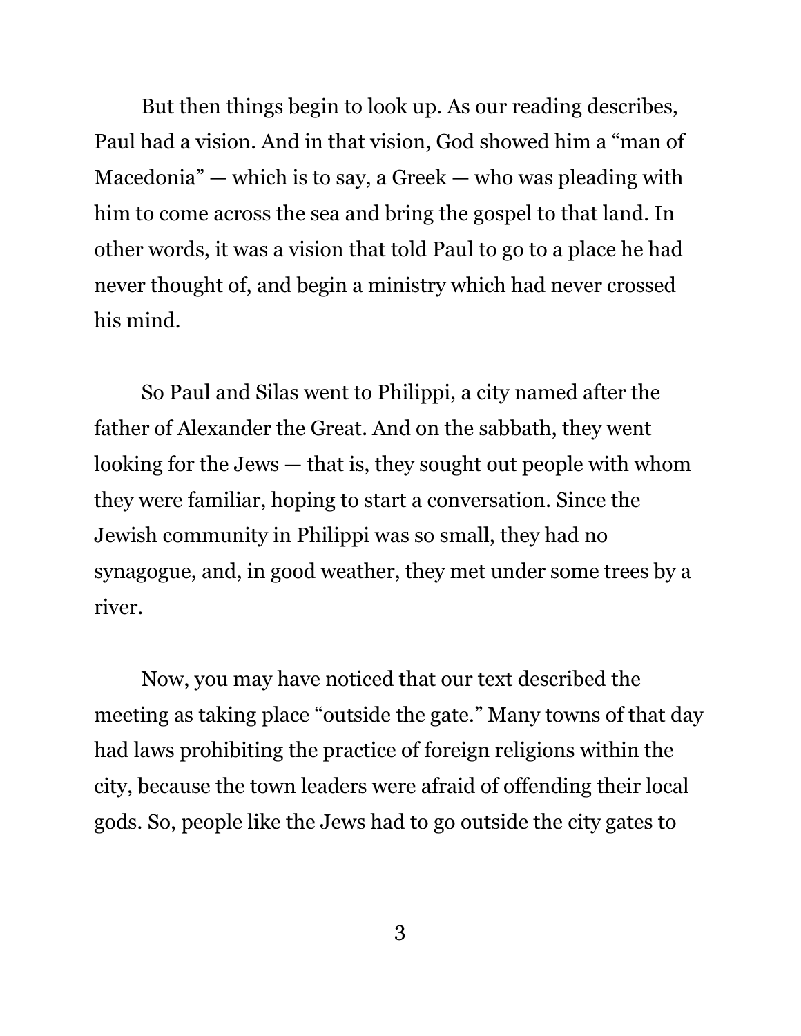But then things begin to look up. As our reading describes, Paul had a vision. And in that vision, God showed him a "man of Macedonia" — which is to say, a Greek — who was pleading with him to come across the sea and bring the gospel to that land. In other words, it was a vision that told Paul to go to a place he had never thought of, and begin a ministry which had never crossed his mind.

So Paul and Silas went to Philippi, a city named after the father of Alexander the Great. And on the sabbath, they went looking for the Jews — that is, they sought out people with whom they were familiar, hoping to start a conversation. Since the Jewish community in Philippi was so small, they had no synagogue, and, in good weather, they met under some trees by a river.

Now, you may have noticed that our text described the meeting as taking place "outside the gate." Many towns of that day had laws prohibiting the practice of foreign religions within the city, because the town leaders were afraid of offending their local gods. So, people like the Jews had to go outside the city gates to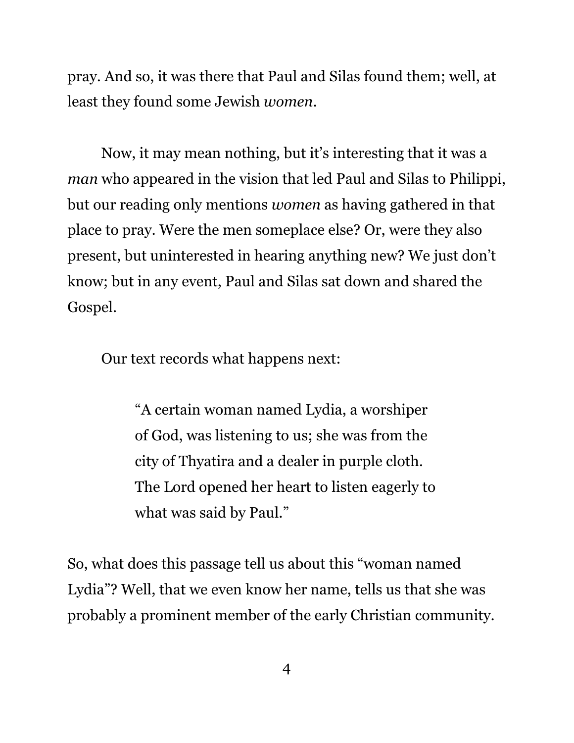pray. And so, it was there that Paul and Silas found them; well, at least they found some Jewish *women*.

Now, it may mean nothing, but it's interesting that it was a *man* who appeared in the vision that led Paul and Silas to Philippi, but our reading only mentions *women* as having gathered in that place to pray. Were the men someplace else? Or, were they also present, but uninterested in hearing anything new? We just don't know; but in any event, Paul and Silas sat down and shared the Gospel.

Our text records what happens next:

> "A certain woman named Lydia, a worshiper of God, was listening to us; she was from the city of Thyatira and a dealer in purple cloth. The Lord opened her heart to listen eagerly to what was said by Paul."

So, what does this passage tell us about this "woman named Lydia"? Well, that we even know her name, tells us that she was probably a prominent member of the early Christian community.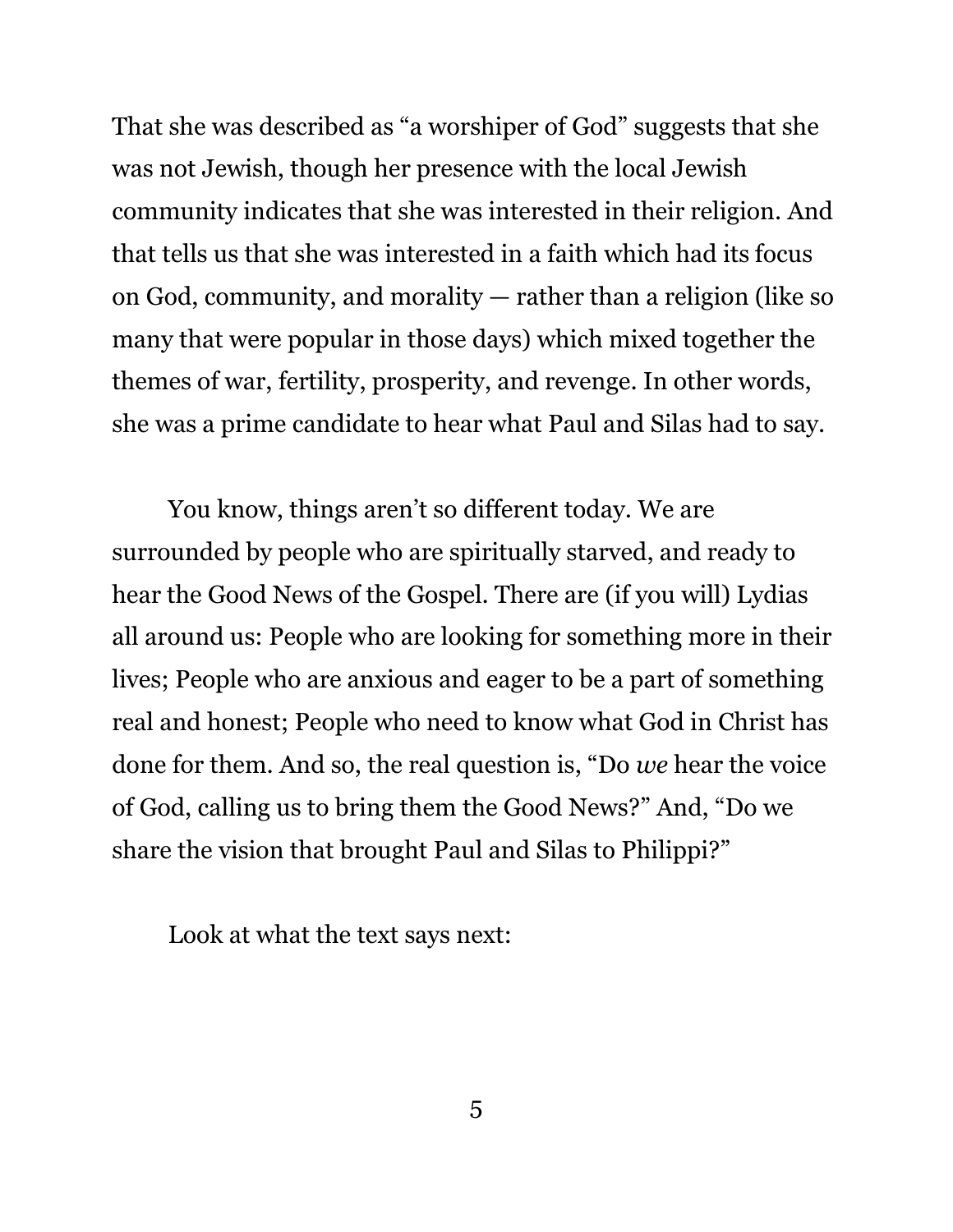That she was described as "a worshiper of God" suggests that she was not Jewish, though her presence with the local Jewish community indicates that she was interested in their religion. And that tells us that she was interested in a faith which had its focus on God, community, and morality — rather than a religion (like so many that were popular in those days) which mixed together the themes of war, fertility, prosperity, and revenge. In other words, she was a prime candidate to hear what Paul and Silas had to say.

You know, things aren't so different today. We are surrounded by people who are spiritually starved, and ready to hear the Good News of the Gospel. There are (if you will) Lydias all around us: People who are looking for something more in their lives; People who are anxious and eager to be a part of something real and honest; People who need to know what God in Christ has done for them. And so, the real question is, "Do *we* hear the voice of God, calling us to bring them the Good News?" And, "Do we share the vision that brought Paul and Silas to Philippi?"

Look at what the text says next: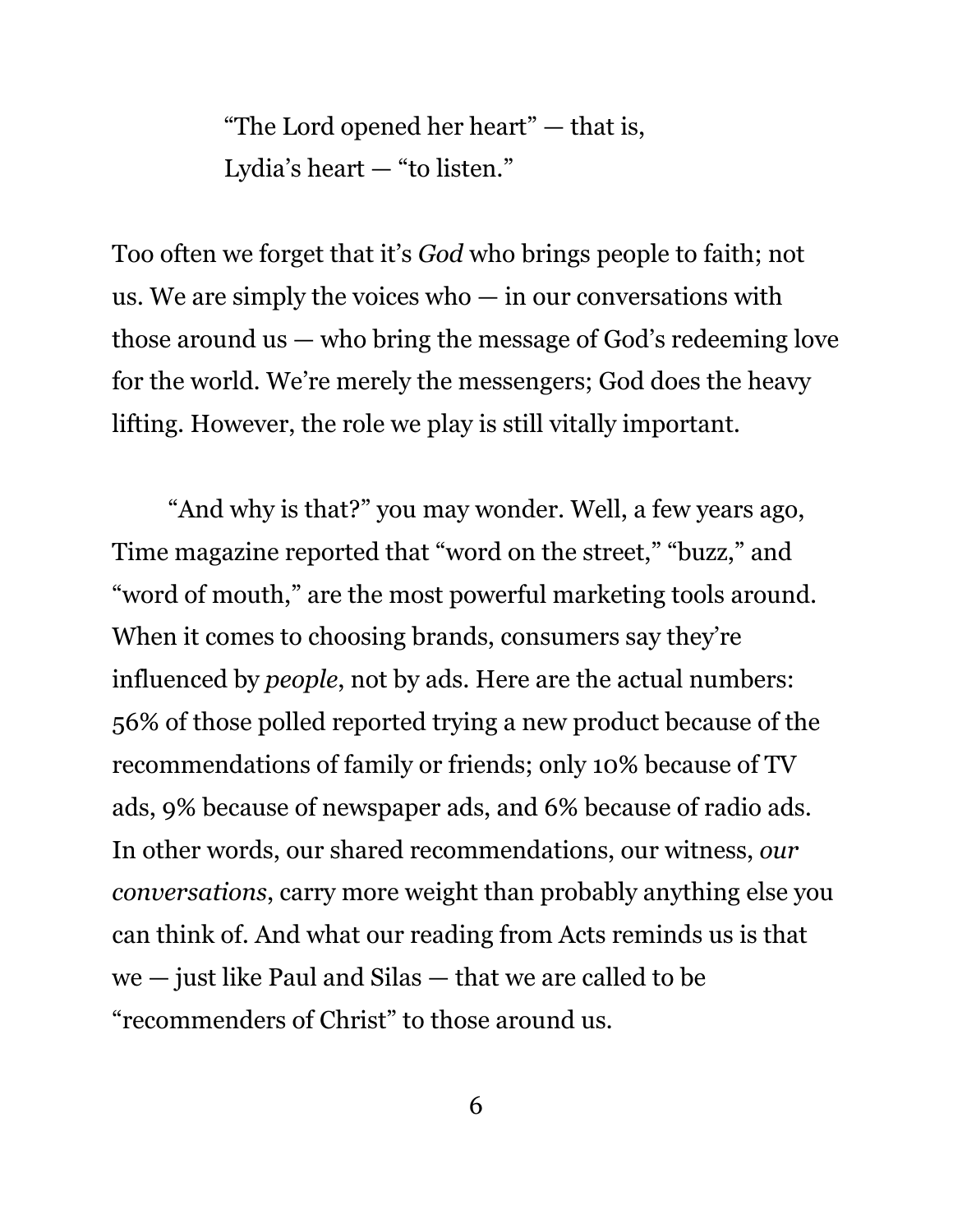"The Lord opened her heart" — that is,
Lydia's heart — "to listen."

Too often we forget that it's *God* who brings people to faith; not us. We are simply the voices who — in our conversations with those around us — who bring the message of God's redeeming love for the world. We're merely the messengers; God does the heavy lifting. However, the role we play is still vitally important.

"And why is that?" you may wonder. Well, a few years ago, Time magazine reported that "word on the street," "buzz," and "word of mouth," are the most powerful marketing tools around. When it comes to choosing brands, consumers say they're influenced by *people*, not by ads. Here are the actual numbers: 56% of those polled reported trying a new product because of the recommendations of family or friends; only 10% because of TV ads, 9% because of newspaper ads, and 6% because of radio ads. In other words, our shared recommendations, our witness, *our conversations*, carry more weight than probably anything else you can think of. And what our reading from Acts reminds us is that we — just like Paul and Silas — that we are called to be "recommenders of Christ" to those around us.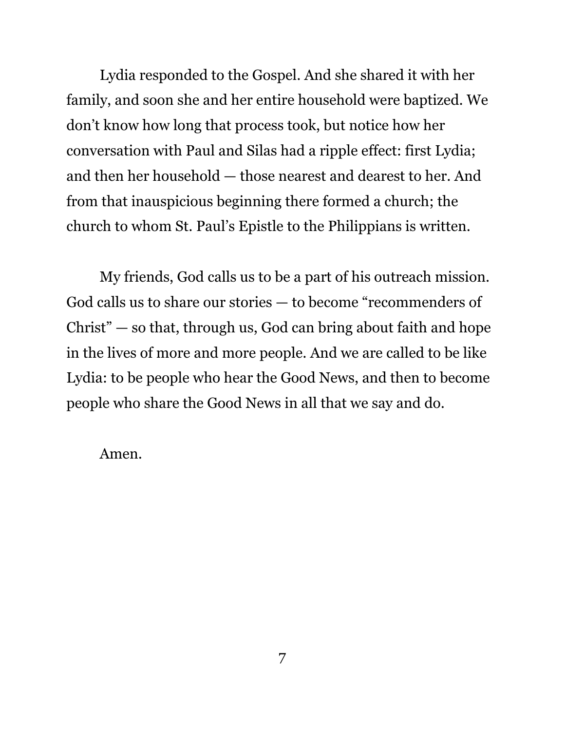Lydia responded to the Gospel. And she shared it with her family, and soon she and her entire household were baptized. We don't know how long that process took, but notice how her conversation with Paul and Silas had a ripple effect: first Lydia; and then her household — those nearest and dearest to her. And from that inauspicious beginning there formed a church; the church to whom St. Paul's Epistle to the Philippians is written.

My friends, God calls us to be a part of his outreach mission. God calls us to share our stories — to become "recommenders of Christ" — so that, through us, God can bring about faith and hope in the lives of more and more people. And we are called to be like Lydia: to be people who hear the Good News, and then to become people who share the Good News in all that we say and do.

Amen.